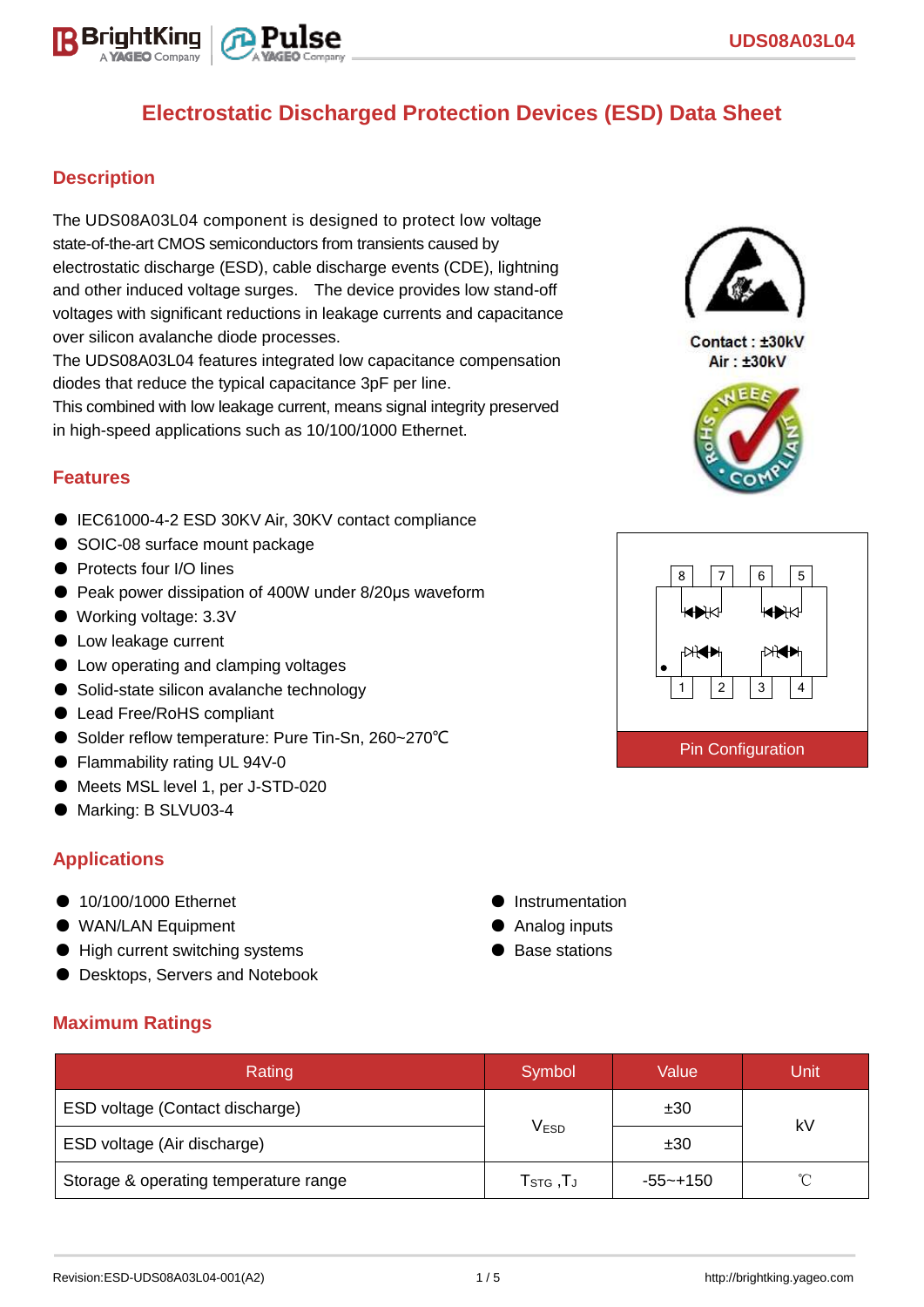# Electrostatic Discharged Protection Devices (ESD) Data Sheet

## Description

The UDS08A03L04 component is designed to protect low voltage state-of-the-art CMOS semiconductors from transients caused by electrostatic discharge (ESD), cable discharge events (CDE), lightning and other induced voltage surges. The device provides low stand-off voltages with significant reductions in leakage currents and capacitance over silicon avalanche diode processes.

The UDS08A03L04 features integrated low capacitance compensation diodes that reduce the typical capacitance 3pF per line.

This combined with low leakage current, means signal integrity preserved in high-speed applications such as 10/100/1000 Ethernet.

Contact : ±30kV
Air : ±30kV

## Features

- IEC61000-4-2 ESD 30KV Air, 30KV contact compliance
- SOIC-08 surface mount package
- Protects four I/O lines
- Peak power dissipation of 400W under 8/20μs waveform
- Working voltage: 3.3V
- Low leakage current
- Low operating and clamping voltages
- Solid-state silicon avalanche technology
- Lead Free/RoHS compliant
- Solder reflow temperature: Pure Tin-Sn, 260~270℃
- Flammability rating UL 94V-0
- Meets MSL level 1, per J-STD-020
- Marking: B SLVU03-4

Pin Configuration

## Applications

- 10/100/1000 Ethernet
- WAN/LAN Equipment
- High current switching systems
- Desktops, Servers and Notebook
- Instrumentation
- Analog inputs
- Base stations

## Maximum Ratings

| Rating | Symbol | Value | Unit |
|---|---|---|---|
| ESD voltage (Contact discharge) | $V_{ESD}$ | ±30 | kV |
| ESD voltage (Air discharge) | | ±30 | |
| Storage & operating temperature range | $T_{STG}$ ,$T_J$ | -55~+150 | ℃ |

Revision:ESD-UDS08A03L04-001(A2)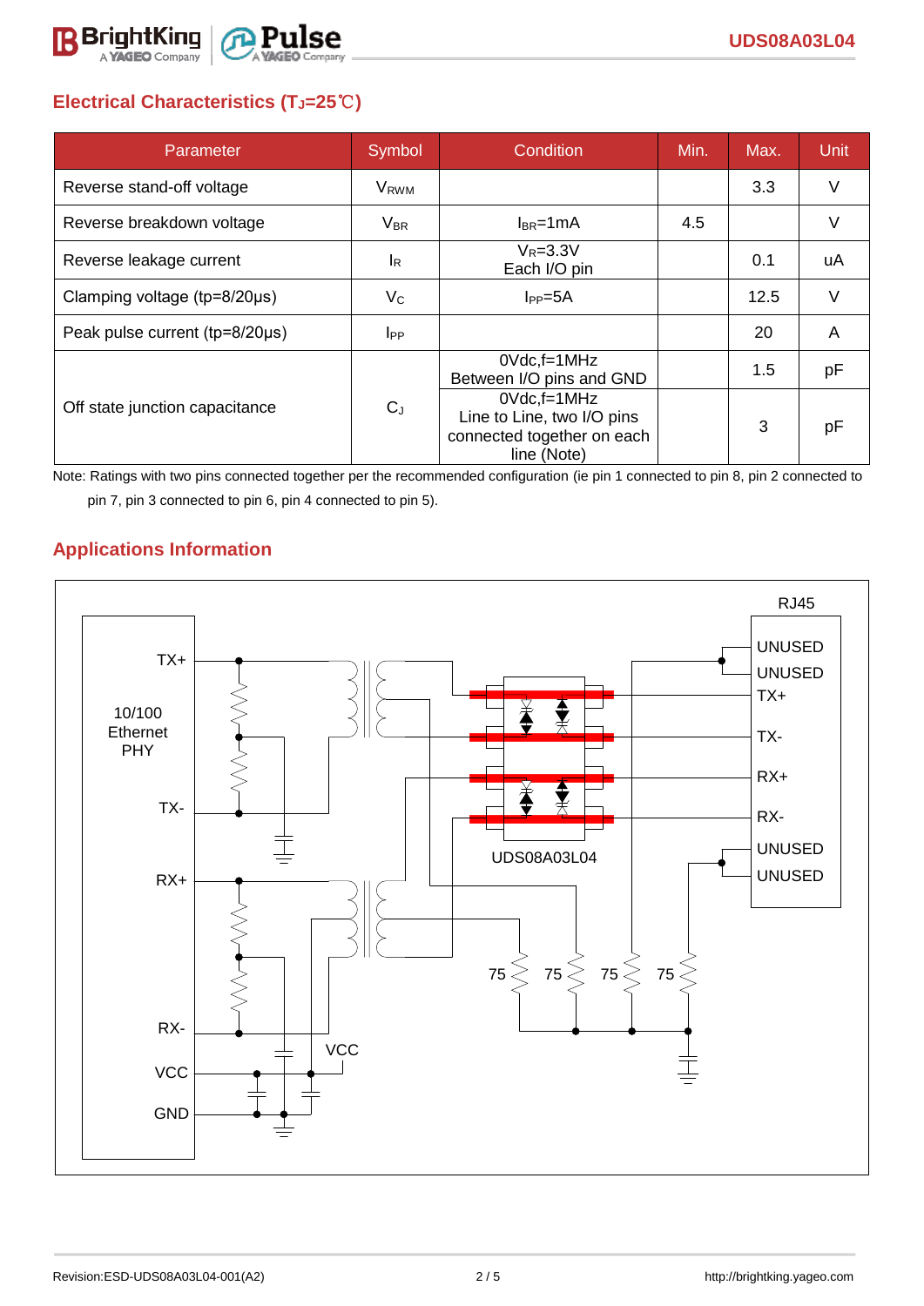## Electrical Characteristics ($T_J$=25℃)

| Parameter | Symbol | Condition | Min. | Max. | Unit |
|---|---|---|---|---|---|
| Reverse stand-off voltage | $V_{RWM}$ | | | 3.3 | V |
| Reverse breakdown voltage | $V_{BR}$ | $I_{BR}$=1mA | 4.5 | | V |
| Reverse leakage current | $I_R$ | $V_R$=3.3V Each I/O pin | | 0.1 | uA |
| Clamping voltage (tp=8/20μs) | $V_C$ | $I_{PP}$=5A | | 12.5 | V |
| Peak pulse current (tp=8/20μs) | $I_{PP}$ | | | 20 | A |
| Off state junction capacitance | $C_J$ | 0Vdc,f=1MHz Between I/O pins and GND | | 1.5 | pF |
| | | 0Vdc,f=1MHz Line to Line, two I/O pins connected together on each line (Note) | | 3 | pF |

Note: Ratings with two pins connected together per the recommended configuration (ie pin 1 connected to pin 8, pin 2 connected to pin 7, pin 3 connected to pin 6, pin 4 connected to pin 5).

## Applications Information

10/100 Ethernet PHY: TX+, TX-, RX+, RX-, VCC, GND

RJ45: UNUSED, UNUSED, TX+, TX-, RX+, RX-, UNUSED, UNUSED

UDS08A03L04

VCC

75 75 75 75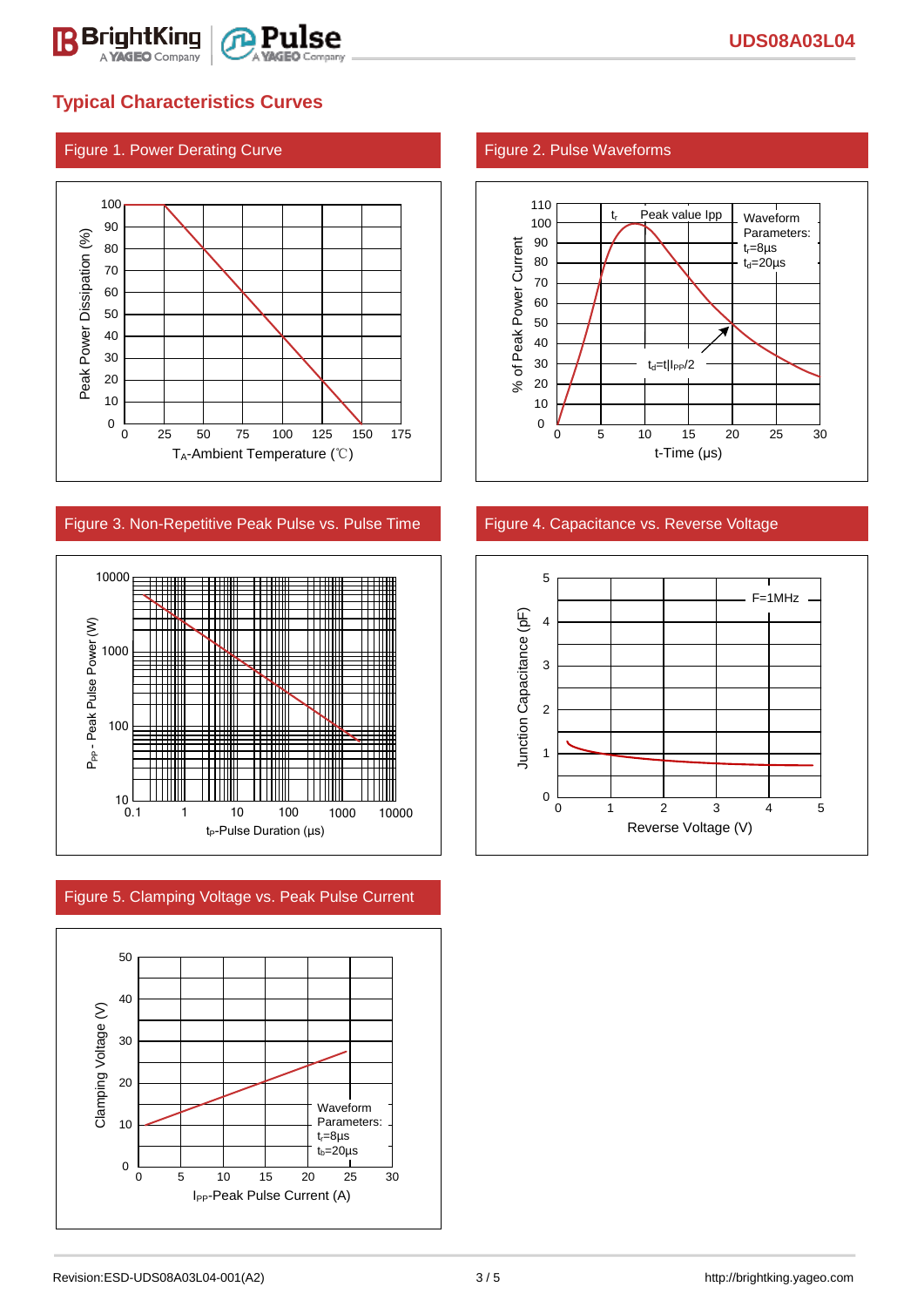## Typical Characteristics Curves

Figure 1. Power Derating Curve

Figure 2. Pulse Waveforms

Figure 3. Non-Repetitive Peak Pulse vs. Pulse Time

Figure 4. Capacitance vs. Reverse Voltage

Figure 5. Clamping Voltage vs. Peak Pulse Current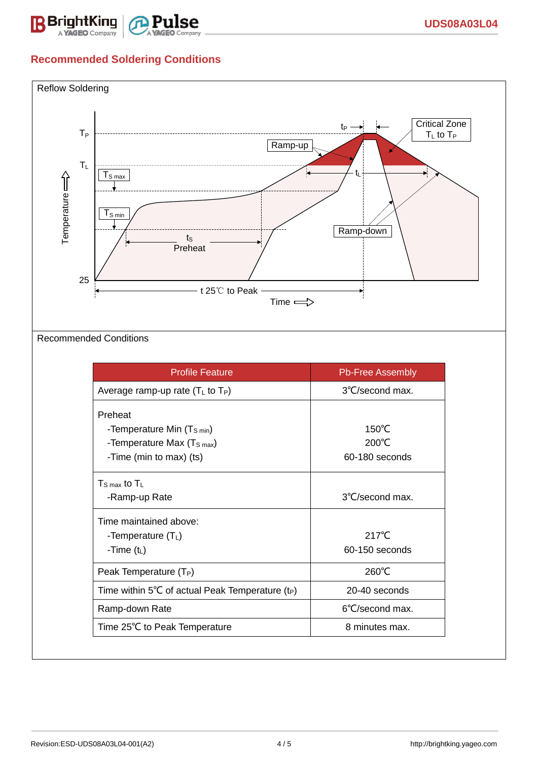## Recommended Soldering Conditions

Reflow Soldering

Recommended Conditions

| Profile Feature | Pb-Free Assembly |
|---|---|
| Average ramp-up rate ($T_L$ to $T_P$) | 3℃/second max. |
| Preheat<br>-Temperature Min ($T_{S\,min}$)<br>-Temperature Max ($T_{S\,max}$)<br>-Time (min to max) (ts) | <br>150℃<br>200℃<br>60-180 seconds |
| $T_{S\,max}$ to $T_L$<br>-Ramp-up Rate | <br>3℃/second max. |
| Time maintained above:<br>-Temperature ($T_L$)<br>-Time ($t_L$) | <br>217℃<br>60-150 seconds |
| Peak Temperature ($T_P$) | 260℃ |
| Time within 5℃ of actual Peak Temperature ($t_P$) | 20-40 seconds |
| Ramp-down Rate | 6℃/second max. |
| Time 25℃ to Peak Temperature | 8 minutes max. |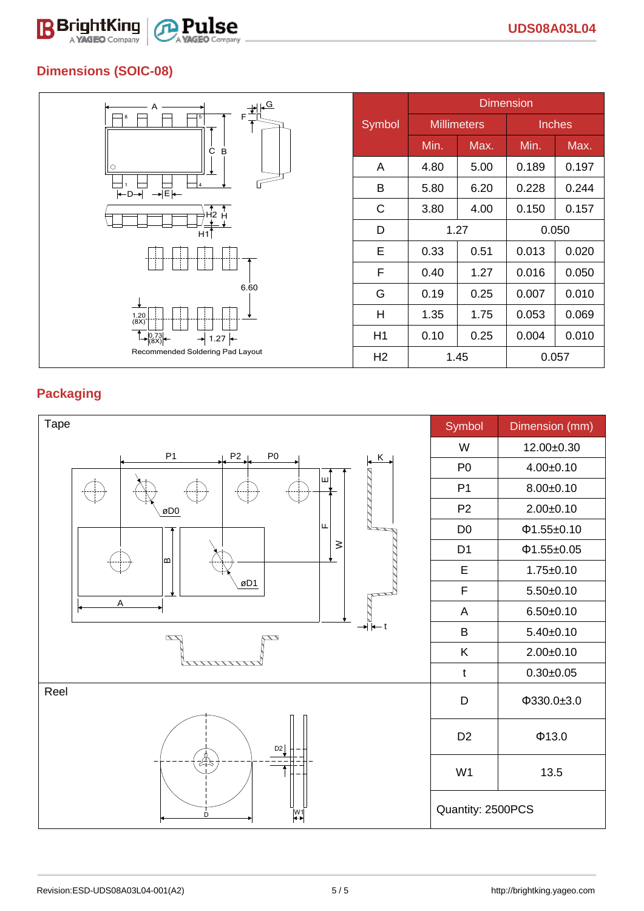## Dimensions (SOIC-08)

A
F
G
C B
D
E
H2 H
H1
6.60
1.20 (8X)
0.73 (8X)
1.27
Recommended Soldering Pad Layout

| Symbol | Dimension | | | |
|---|---|---|---|---|
| | Millimeters | | Inches | |
| | Min. | Max. | Min. | Max. |
| A | 4.80 | 5.00 | 0.189 | 0.197 |
| B | 5.80 | 6.20 | 0.228 | 0.244 |
| C | 3.80 | 4.00 | 0.150 | 0.157 |
| D | 1.27 | | 0.050 | |
| E | 0.33 | 0.51 | 0.013 | 0.020 |
| F | 0.40 | 1.27 | 0.016 | 0.050 |
| G | 0.19 | 0.25 | 0.007 | 0.010 |
| H | 1.35 | 1.75 | 0.053 | 0.069 |
| H1 | 0.10 | 0.25 | 0.004 | 0.010 |
| H2 | 1.45 | | 0.057 | |

## Packaging

Tape

P1
P2
P0
K
øD0
E
F
W
B
øD1
A
t

| Symbol | Dimension (mm) |
|---|---|
| W | 12.00±0.30 |
| P0 | 4.00±0.10 |
| P1 | 8.00±0.10 |
| P2 | 2.00±0.10 |
| D0 | Φ1.55±0.10 |
| D1 | Φ1.55±0.05 |
| E | 1.75±0.10 |
| F | 5.50±0.10 |
| A | 6.50±0.10 |
| B | 5.40±0.10 |
| K | 2.00±0.10 |
| t | 0.30±0.05 |

Reel

D2
D
W1

| Symbol | Dimension (mm) |
|---|---|
| D | Φ330.0±3.0 |
| D2 | Φ13.0 |
| W1 | 13.5 |

Quantity: 2500PCS

Revision:ESD-UDS08A03L04-001(A2)

http://brightking.yageo.com